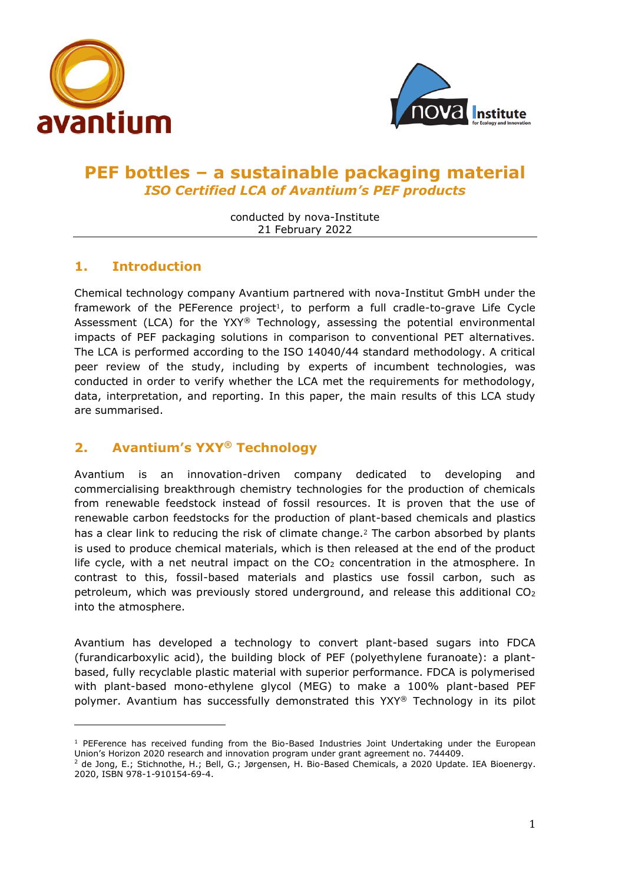# PEF bottles – a sustainable packaging material

## *ISO Certified LCA of Avantium's PEF products*

conducted by nova-Institute
21 February 2022

## 1. Introduction

Chemical technology company Avantium partnered with nova-Institut GmbH under the framework of the PEFerence project[1], to perform a full cradle-to-grave Life Cycle Assessment (LCA) for the YXY® Technology, assessing the potential environmental impacts of PEF packaging solutions in comparison to conventional PET alternatives. The LCA is performed according to the ISO 14040/44 standard methodology. A critical peer review of the study, including by experts of incumbent technologies, was conducted in order to verify whether the LCA met the requirements for methodology, data, interpretation, and reporting. In this paper, the main results of this LCA study are summarised.

## 2. Avantium's YXY® Technology

Avantium is an innovation-driven company dedicated to developing and commercialising breakthrough chemistry technologies for the production of chemicals from renewable feedstock instead of fossil resources. It is proven that the use of renewable carbon feedstocks for the production of plant-based chemicals and plastics has a clear link to reducing the risk of climate change.[2] The carbon absorbed by plants is used to produce chemical materials, which is then released at the end of the product life cycle, with a net neutral impact on the $CO_2$ concentration in the atmosphere. In contrast to this, fossil-based materials and plastics use fossil carbon, such as petroleum, which was previously stored underground, and release this additional $CO_2$ into the atmosphere.

Avantium has developed a technology to convert plant-based sugars into FDCA (furandicarboxylic acid), the building block of PEF (polyethylene furanoate): a plant-based, fully recyclable plastic material with superior performance. FDCA is polymerised with plant-based mono-ethylene glycol (MEG) to make a 100% plant-based PEF polymer. Avantium has successfully demonstrated this YXY® Technology in its pilot

---

[1] PEFerence has received funding from the Bio-Based Industries Joint Undertaking under the European Union's Horizon 2020 research and innovation program under grant agreement no. 744409.

[2] de Jong, E.; Stichnothe, H.; Bell, G.; Jørgensen, H. Bio-Based Chemicals, a 2020 Update. IEA Bioenergy. 2020, ISBN 978-1-910154-69-4.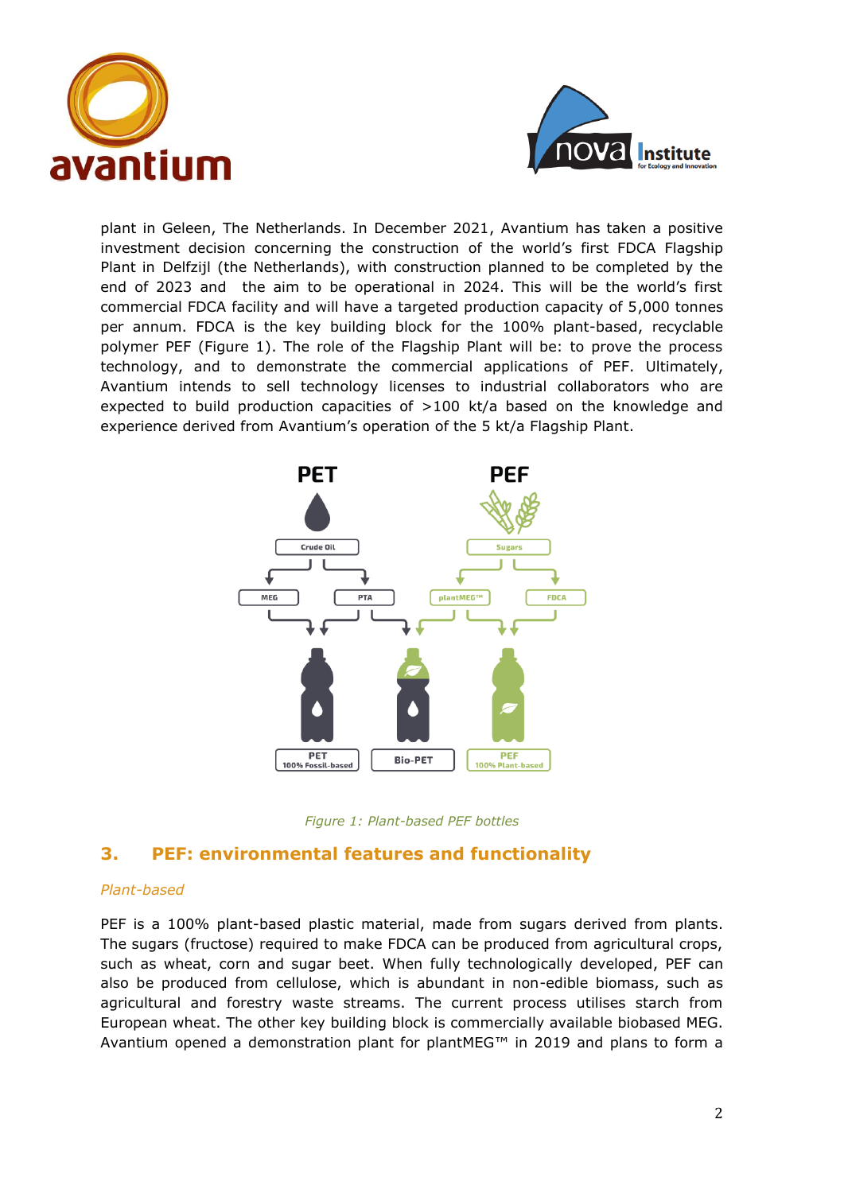plant in Geleen, The Netherlands. In December 2021, Avantium has taken a positive investment decision concerning the construction of the world's first FDCA Flagship Plant in Delfzijl (the Netherlands), with construction planned to be completed by the end of 2023 and the aim to be operational in 2024. This will be the world's first commercial FDCA facility and will have a targeted production capacity of 5,000 tonnes per annum. FDCA is the key building block for the 100% plant-based, recyclable polymer PEF (Figure 1). The role of the Flagship Plant will be: to prove the process technology, and to demonstrate the commercial applications of PEF. Ultimately, Avantium intends to sell technology licenses to industrial collaborators who are expected to build production capacities of >100 kt/a based on the knowledge and experience derived from Avantium's operation of the 5 kt/a Flagship Plant.

*Figure 1: Plant-based PEF bottles*

## 3. PEF: environmental features and functionality

*Plant-based*

PEF is a 100% plant-based plastic material, made from sugars derived from plants. The sugars (fructose) required to make FDCA can be produced from agricultural crops, such as wheat, corn and sugar beet. When fully technologically developed, PEF can also be produced from cellulose, which is abundant in non-edible biomass, such as agricultural and forestry waste streams. The current process utilises starch from European wheat. The other key building block is commercially available biobased MEG. Avantium opened a demonstration plant for plantMEG™ in 2019 and plans to form a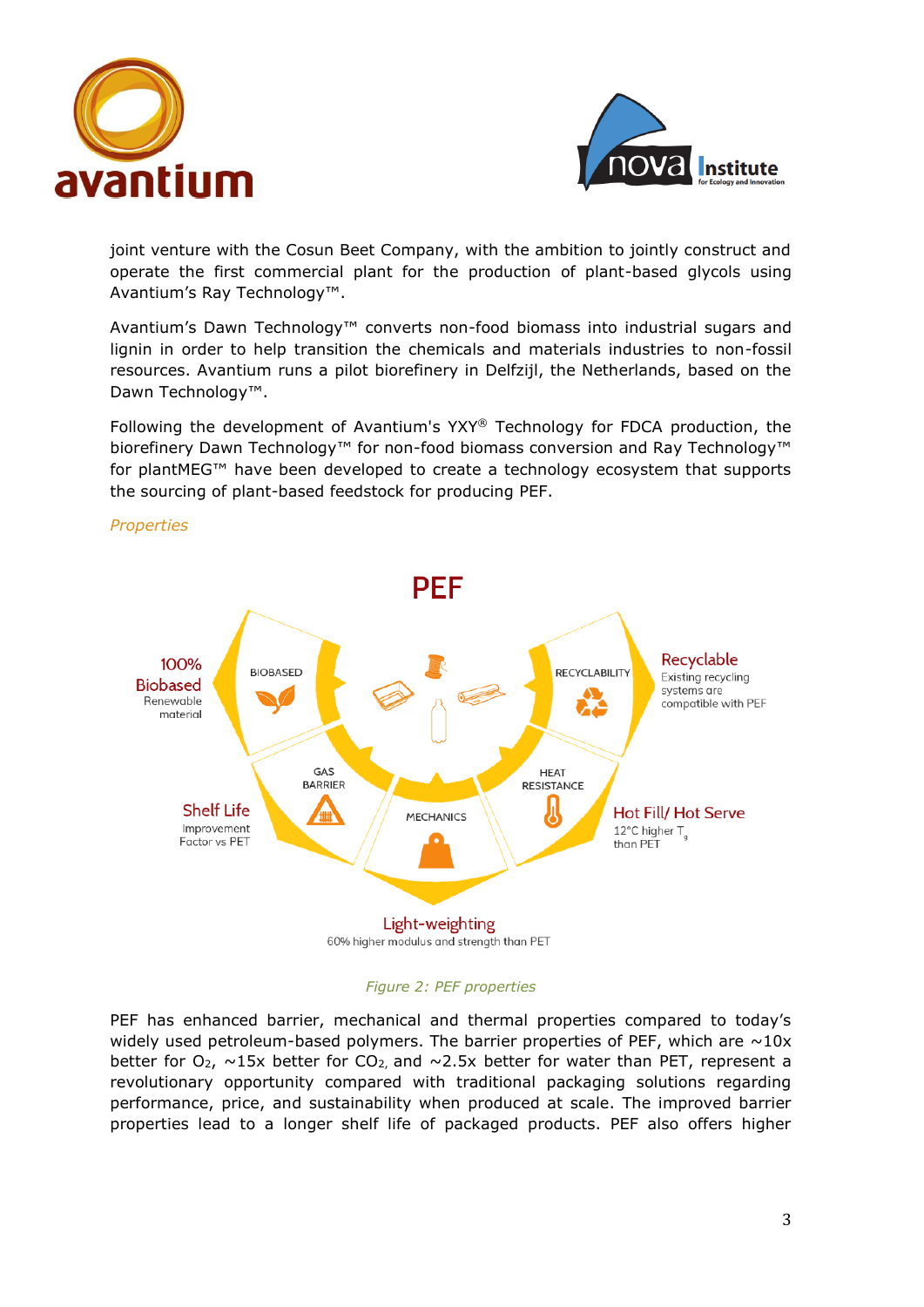joint venture with the Cosun Beet Company, with the ambition to jointly construct and operate the first commercial plant for the production of plant-based glycols using Avantium's Ray Technology™.

Avantium's Dawn Technology™ converts non-food biomass into industrial sugars and lignin in order to help transition the chemicals and materials industries to non-fossil resources. Avantium runs a pilot biorefinery in Delfzijl, the Netherlands, based on the Dawn Technology™.

Following the development of Avantium's YXY® Technology for FDCA production, the biorefinery Dawn Technology™ for non-food biomass conversion and Ray Technology™ for plantMEG™ have been developed to create a technology ecosystem that supports the sourcing of plant-based feedstock for producing PEF.

*Properties*

PEF

BIOBASED — 100% Biobased: Renewable material

RECYCLABILITY — Recyclable: Existing recycling systems are compatible with PEF

GAS BARRIER — Shelf Life: Improvement Factor vs PET

HEAT RESISTANCE — Hot Fill/ Hot Serve: 12°C higher $T_g$ than PET

MECHANICS — Light-weighting: 60% higher modulus and strength than PET

*Figure 2: PEF properties*

PEF has enhanced barrier, mechanical and thermal properties compared to today's widely used petroleum-based polymers. The barrier properties of PEF, which are ~10x better for $O_2$, ~15x better for $CO_2$, and ~2.5x better for water than PET, represent a revolutionary opportunity compared with traditional packaging solutions regarding performance, price, and sustainability when produced at scale. The improved barrier properties lead to a longer shelf life of packaged products. PEF also offers higher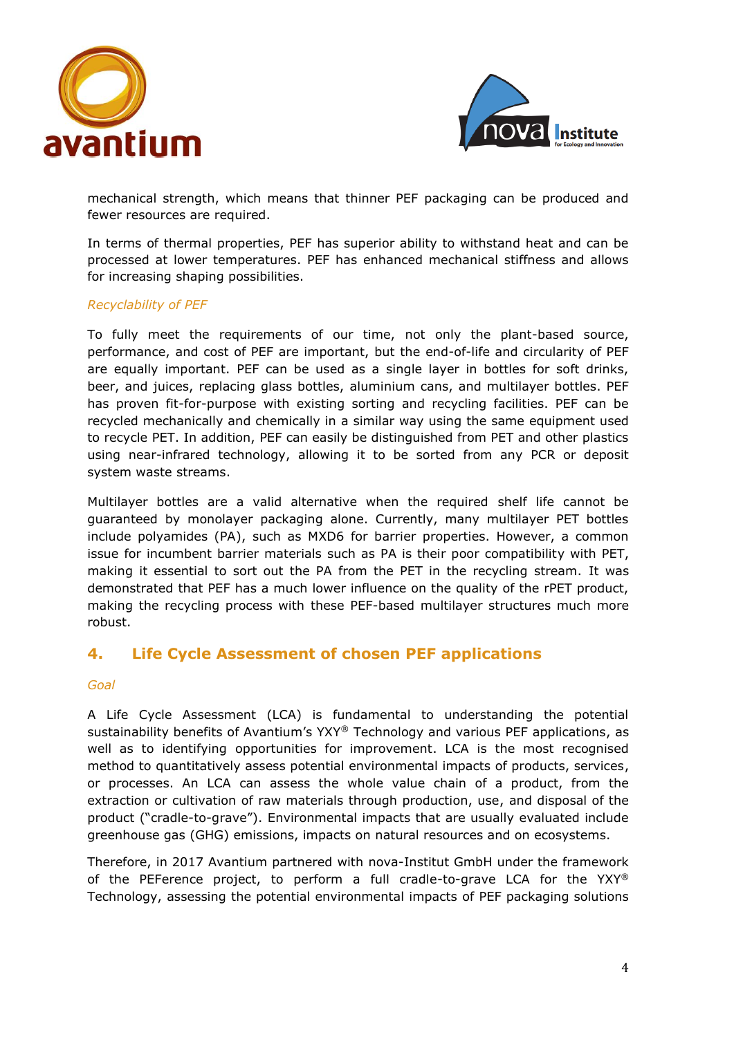mechanical strength, which means that thinner PEF packaging can be produced and fewer resources are required.

In terms of thermal properties, PEF has superior ability to withstand heat and can be processed at lower temperatures. PEF has enhanced mechanical stiffness and allows for increasing shaping possibilities.

*Recyclability of PEF*

To fully meet the requirements of our time, not only the plant-based source, performance, and cost of PEF are important, but the end-of-life and circularity of PEF are equally important. PEF can be used as a single layer in bottles for soft drinks, beer, and juices, replacing glass bottles, aluminium cans, and multilayer bottles. PEF has proven fit-for-purpose with existing sorting and recycling facilities. PEF can be recycled mechanically and chemically in a similar way using the same equipment used to recycle PET. In addition, PEF can easily be distinguished from PET and other plastics using near-infrared technology, allowing it to be sorted from any PCR or deposit system waste streams.

Multilayer bottles are a valid alternative when the required shelf life cannot be guaranteed by monolayer packaging alone. Currently, many multilayer PET bottles include polyamides (PA), such as MXD6 for barrier properties. However, a common issue for incumbent barrier materials such as PA is their poor compatibility with PET, making it essential to sort out the PA from the PET in the recycling stream. It was demonstrated that PEF has a much lower influence on the quality of the rPET product, making the recycling process with these PEF-based multilayer structures much more robust.

## 4. Life Cycle Assessment of chosen PEF applications

*Goal*

A Life Cycle Assessment (LCA) is fundamental to understanding the potential sustainability benefits of Avantium's YXY® Technology and various PEF applications, as well as to identifying opportunities for improvement. LCA is the most recognised method to quantitatively assess potential environmental impacts of products, services, or processes. An LCA can assess the whole value chain of a product, from the extraction or cultivation of raw materials through production, use, and disposal of the product ("cradle-to-grave"). Environmental impacts that are usually evaluated include greenhouse gas (GHG) emissions, impacts on natural resources and on ecosystems.

Therefore, in 2017 Avantium partnered with nova-Institut GmbH under the framework of the PEFerence project, to perform a full cradle-to-grave LCA for the YXY® Technology, assessing the potential environmental impacts of PEF packaging solutions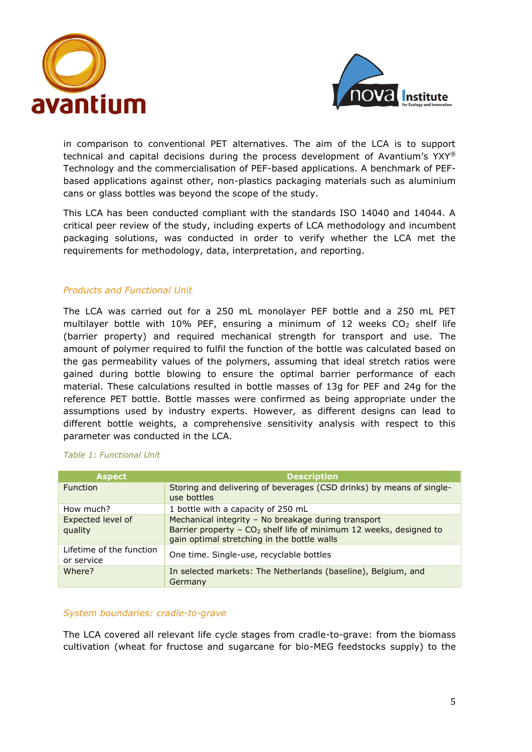in comparison to conventional PET alternatives. The aim of the LCA is to support technical and capital decisions during the process development of Avantium's YXY® Technology and the commercialisation of PEF-based applications. A benchmark of PEF-based applications against other, non-plastics packaging materials such as aluminium cans or glass bottles was beyond the scope of the study.

This LCA has been conducted compliant with the standards ISO 14040 and 14044. A critical peer review of the study, including experts of LCA methodology and incumbent packaging solutions, was conducted in order to verify whether the LCA met the requirements for methodology, data, interpretation, and reporting.

### *Products and Functional Unit*

The LCA was carried out for a 250 mL monolayer PEF bottle and a 250 mL PET multilayer bottle with 10% PEF, ensuring a minimum of 12 weeks $CO_2$ shelf life (barrier property) and required mechanical strength for transport and use. The amount of polymer required to fulfil the function of the bottle was calculated based on the gas permeability values of the polymers, assuming that ideal stretch ratios were gained during bottle blowing to ensure the optimal barrier performance of each material. These calculations resulted in bottle masses of 13g for PEF and 24g for the reference PET bottle. Bottle masses were confirmed as being appropriate under the assumptions used by industry experts. However, as different designs can lead to different bottle weights, a comprehensive sensitivity analysis with respect to this parameter was conducted in the LCA.

*Table 1: Functional Unit*

| Aspect | Description |
|---|---|
| Function | Storing and delivering of beverages (CSD drinks) by means of single-use bottles |
| How much? | 1 bottle with a capacity of 250 mL |
| Expected level of quality | Mechanical integrity – No breakage during transport<br>Barrier property – $CO_2$ shelf life of minimum 12 weeks, designed to gain optimal stretching in the bottle walls |
| Lifetime of the function or service | One time. Single-use, recyclable bottles |
| Where? | In selected markets: The Netherlands (baseline), Belgium, and Germany |

### *System boundaries: cradle-to-grave*

The LCA covered all relevant life cycle stages from cradle-to-grave: from the biomass cultivation (wheat for fructose and sugarcane for bio-MEG feedstocks supply) to the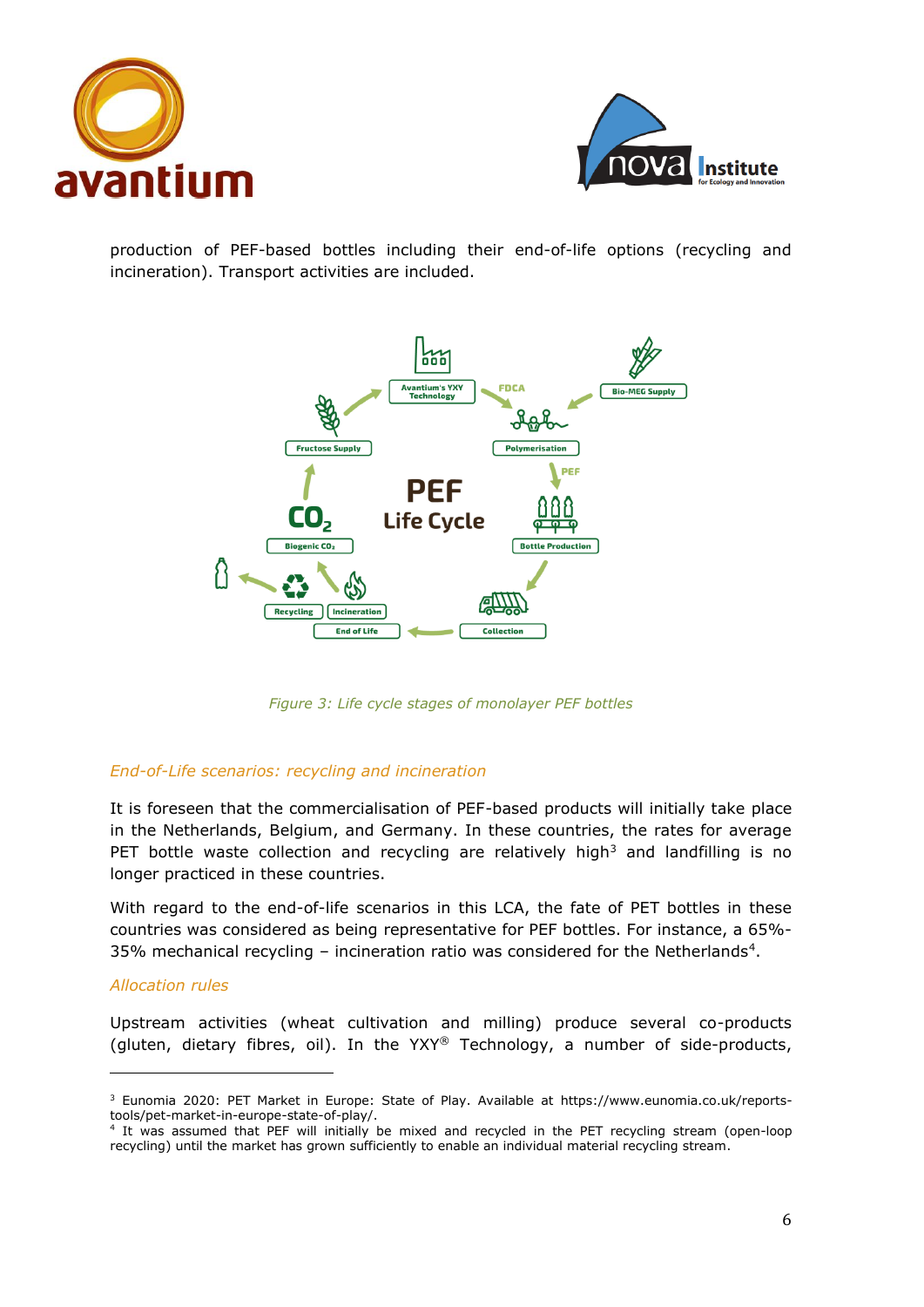production of PEF-based bottles including their end-of-life options (recycling and incineration). Transport activities are included.

*Figure 3: Life cycle stages of monolayer PEF bottles*

### *End-of-Life scenarios: recycling and incineration*

It is foreseen that the commercialisation of PEF-based products will initially take place in the Netherlands, Belgium, and Germany. In these countries, the rates for average PET bottle waste collection and recycling are relatively high[3] and landfilling is no longer practiced in these countries.

With regard to the end-of-life scenarios in this LCA, the fate of PET bottles in these countries was considered as being representative for PEF bottles. For instance, a 65%-35% mechanical recycling – incineration ratio was considered for the Netherlands[4].

### *Allocation rules*

Upstream activities (wheat cultivation and milling) produce several co-products (gluten, dietary fibres, oil). In the YXY® Technology, a number of side-products,

---

[3] Eunomia 2020: PET Market in Europe: State of Play. Available at https://www.eunomia.co.uk/reports-tools/pet-market-in-europe-state-of-play/.

[4] It was assumed that PEF will initially be mixed and recycled in the PET recycling stream (open-loop recycling) until the market has grown sufficiently to enable an individual material recycling stream.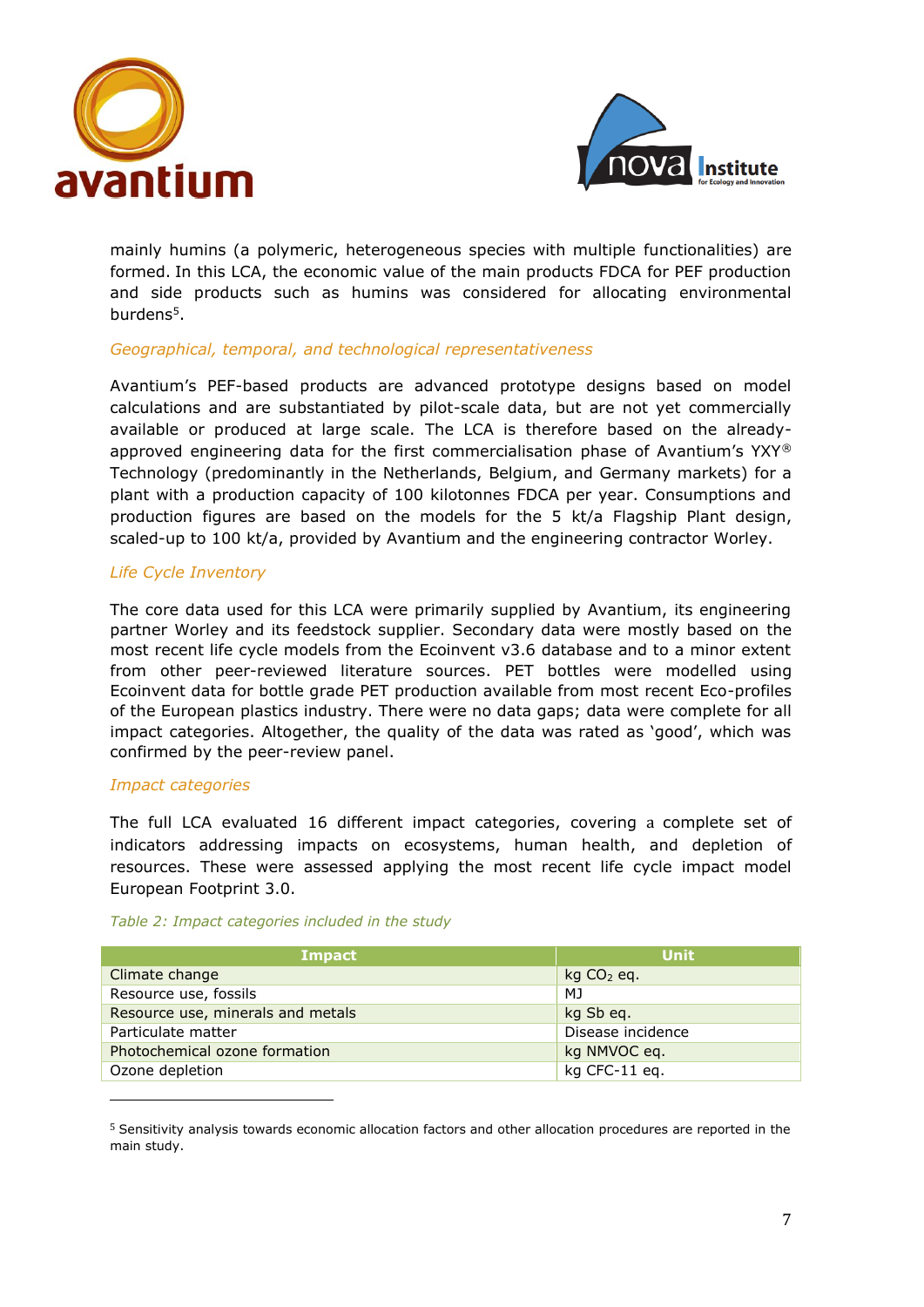mainly humins (a polymeric, heterogeneous species with multiple functionalities) are formed. In this LCA, the economic value of the main products FDCA for PEF production and side products such as humins was considered for allocating environmental burdens[5].

*Geographical, temporal, and technological representativeness*

Avantium's PEF-based products are advanced prototype designs based on model calculations and are substantiated by pilot-scale data, but are not yet commercially available or produced at large scale. The LCA is therefore based on the already-approved engineering data for the first commercialisation phase of Avantium's YXY® Technology (predominantly in the Netherlands, Belgium, and Germany markets) for a plant with a production capacity of 100 kilotonnes FDCA per year. Consumptions and production figures are based on the models for the 5 kt/a Flagship Plant design, scaled-up to 100 kt/a, provided by Avantium and the engineering contractor Worley.

*Life Cycle Inventory*

The core data used for this LCA were primarily supplied by Avantium, its engineering partner Worley and its feedstock supplier. Secondary data were mostly based on the most recent life cycle models from the Ecoinvent v3.6 database and to a minor extent from other peer-reviewed literature sources. PET bottles were modelled using Ecoinvent data for bottle grade PET production available from most recent Eco-profiles of the European plastics industry. There were no data gaps; data were complete for all impact categories. Altogether, the quality of the data was rated as 'good', which was confirmed by the peer-review panel.

*Impact categories*

The full LCA evaluated 16 different impact categories, covering a complete set of indicators addressing impacts on ecosystems, human health, and depletion of resources. These were assessed applying the most recent life cycle impact model European Footprint 3.0.

*Table 2: Impact categories included in the study*

| Impact | Unit |
|---|---|
| Climate change | kg $CO_2$ eq. |
| Resource use, fossils | MJ |
| Resource use, minerals and metals | kg Sb eq. |
| Particulate matter | Disease incidence |
| Photochemical ozone formation | kg NMVOC eq. |
| Ozone depletion | kg CFC-11 eq. |

[5] Sensitivity analysis towards economic allocation factors and other allocation procedures are reported in the main study.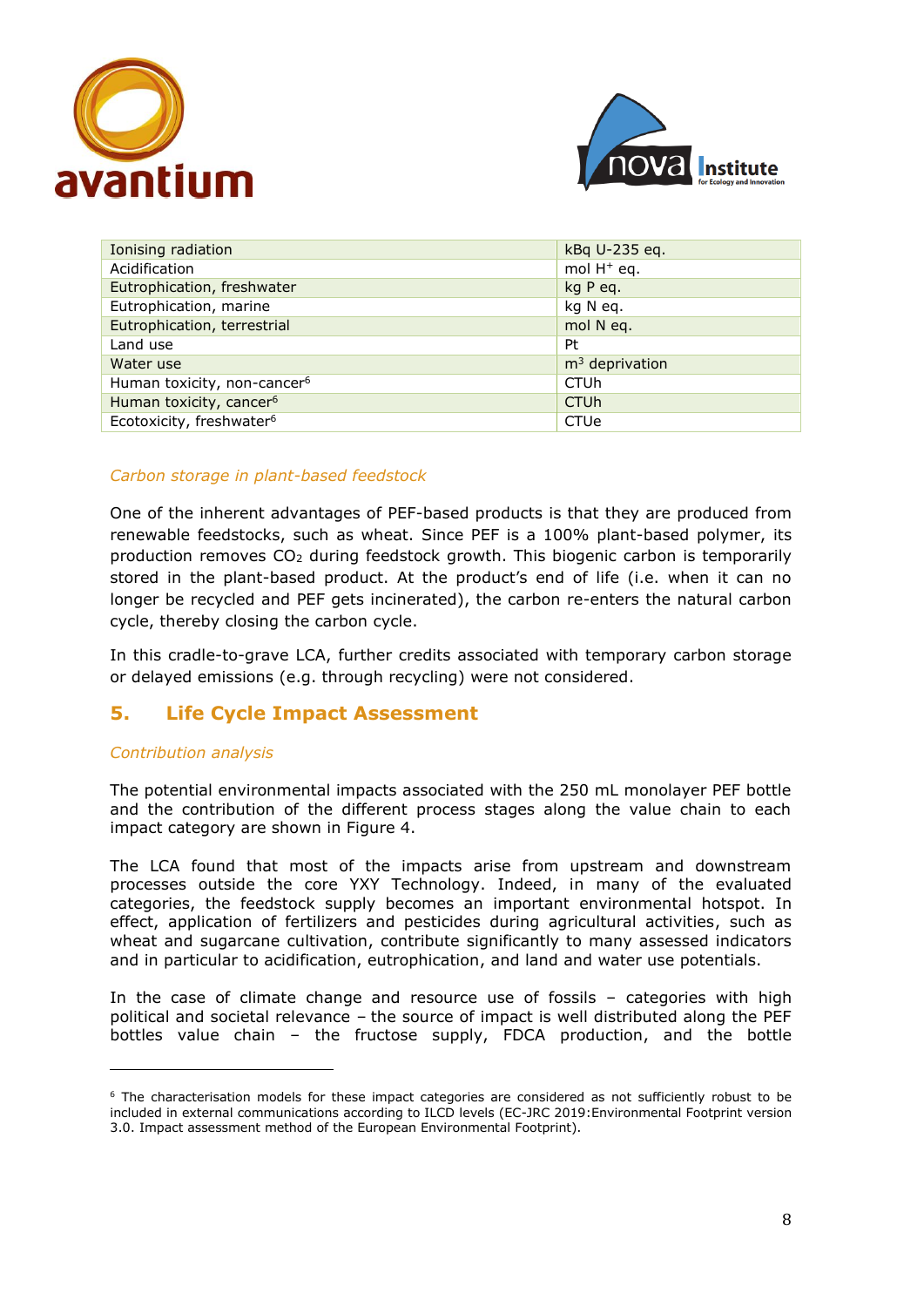| Ionising radiation | kBq U-235 eq. |
|---|---|
| Acidification | mol $H^+$ eq. |
| Eutrophication, freshwater | kg P eq. |
| Eutrophication, marine | kg N eq. |
| Eutrophication, terrestrial | mol N eq. |
| Land use | Pt |
| Water use | $m^3$ deprivation |
| Human toxicity, non-cancer[6] | CTUh |
| Human toxicity, cancer[6] | CTUh |
| Ecotoxicity, freshwater[6] | CTUe |

*Carbon storage in plant-based feedstock*

One of the inherent advantages of PEF-based products is that they are produced from renewable feedstocks, such as wheat. Since PEF is a 100% plant-based polymer, its production removes $CO_2$ during feedstock growth. This biogenic carbon is temporarily stored in the plant-based product. At the product's end of life (i.e. when it can no longer be recycled and PEF gets incinerated), the carbon re-enters the natural carbon cycle, thereby closing the carbon cycle.

In this cradle-to-grave LCA, further credits associated with temporary carbon storage or delayed emissions (e.g. through recycling) were not considered.

## 5. Life Cycle Impact Assessment

*Contribution analysis*

The potential environmental impacts associated with the 250 mL monolayer PEF bottle and the contribution of the different process stages along the value chain to each impact category are shown in Figure 4.

The LCA found that most of the impacts arise from upstream and downstream processes outside the core YXY Technology. Indeed, in many of the evaluated categories, the feedstock supply becomes an important environmental hotspot. In effect, application of fertilizers and pesticides during agricultural activities, such as wheat and sugarcane cultivation, contribute significantly to many assessed indicators and in particular to acidification, eutrophication, and land and water use potentials.

In the case of climate change and resource use of fossils – categories with high political and societal relevance – the source of impact is well distributed along the PEF bottles value chain – the fructose supply, FDCA production, and the bottle

[6] The characterisation models for these impact categories are considered as not sufficiently robust to be included in external communications according to ILCD levels (EC-JRC 2019:Environmental Footprint version 3.0. Impact assessment method of the European Environmental Footprint).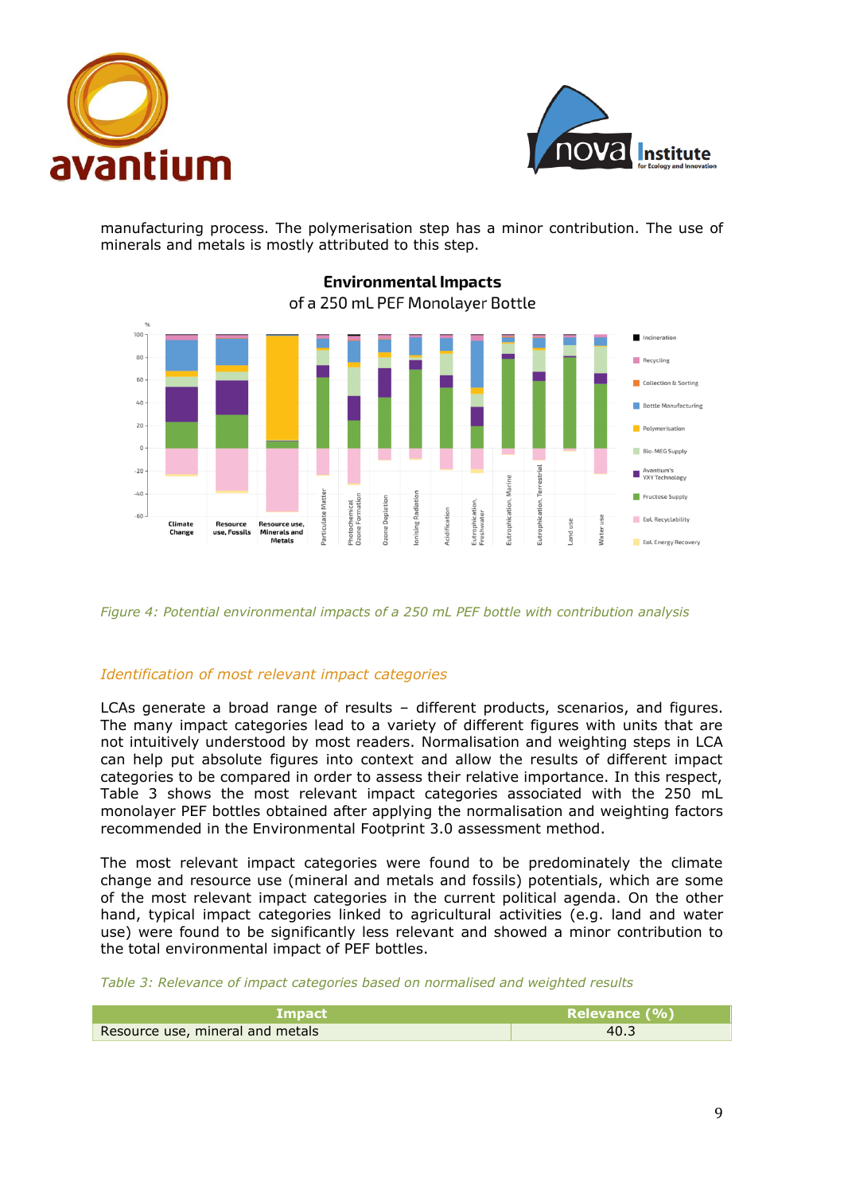manufacturing process. The polymerisation step has a minor contribution. The use of minerals and metals is mostly attributed to this step.

Figure 4: Potential environmental impacts of a 250 mL PEF bottle with contribution analysis

*Identification of most relevant impact categories*

LCAs generate a broad range of results – different products, scenarios, and figures. The many impact categories lead to a variety of different figures with units that are not intuitively understood by most readers. Normalisation and weighting steps in LCA can help put absolute figures into context and allow the results of different impact categories to be compared in order to assess their relative importance. In this respect, Table 3 shows the most relevant impact categories associated with the 250 mL monolayer PEF bottles obtained after applying the normalisation and weighting factors recommended in the Environmental Footprint 3.0 assessment method.

The most relevant impact categories were found to be predominately the climate change and resource use (mineral and metals and fossils) potentials, which are some of the most relevant impact categories in the current political agenda. On the other hand, typical impact categories linked to agricultural activities (e.g. land and water use) were found to be significantly less relevant and showed a minor contribution to the total environmental impact of PEF bottles.

*Table 3: Relevance of impact categories based on normalised and weighted results*

| Impact | Relevance (%) |
|---|---|
| Resource use, mineral and metals | 40.3 |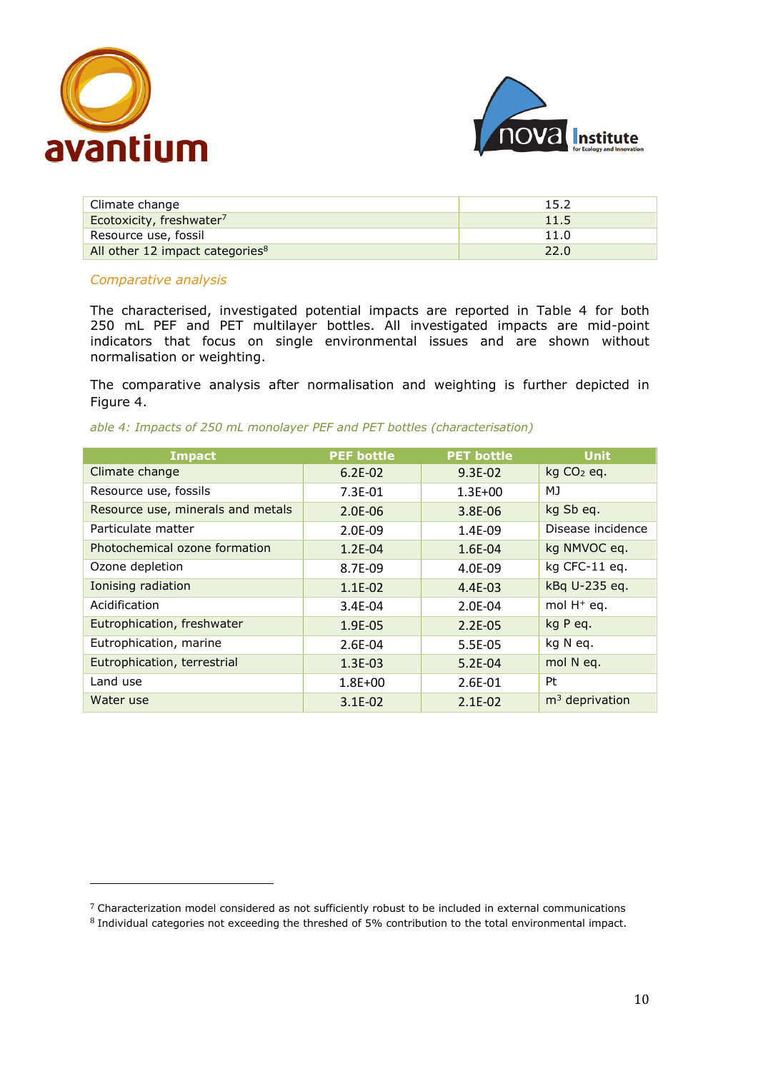| Climate change | 15.2 |
| --- | --- |
| Ecotoxicity, freshwater[7] | 11.5 |
| Resource use, fossil | 11.0 |
| All other 12 impact categories[8] | 22.0 |

*Comparative analysis*

The characterised, investigated potential impacts are reported in Table 4 for both 250 mL PEF and PET multilayer bottles. All investigated impacts are mid-point indicators that focus on single environmental issues and are shown without normalisation or weighting.

The comparative analysis after normalisation and weighting is further depicted in Figure 4.

*able 4: Impacts of 250 mL monolayer PEF and PET bottles (characterisation)*

| Impact | PEF bottle | PET bottle | Unit |
| --- | --- | --- | --- |
| Climate change | 6.2E-02 | 9.3E-02 | kg $CO_2$ eq. |
| Resource use, fossils | 7.3E-01 | 1.3E+00 | MJ |
| Resource use, minerals and metals | 2.0E-06 | 3.8E-06 | kg Sb eq. |
| Particulate matter | 2.0E-09 | 1.4E-09 | Disease incidence |
| Photochemical ozone formation | 1.2E-04 | 1.6E-04 | kg NMVOC eq. |
| Ozone depletion | 8.7E-09 | 4.0E-09 | kg CFC-11 eq. |
| Ionising radiation | 1.1E-02 | 4.4E-03 | kBq U-235 eq. |
| Acidification | 3.4E-04 | 2.0E-04 | mol $H^+$ eq. |
| Eutrophication, freshwater | 1.9E-05 | 2.2E-05 | kg P eq. |
| Eutrophication, marine | 2.6E-04 | 5.5E-05 | kg N eq. |
| Eutrophication, terrestrial | 1.3E-03 | 5.2E-04 | mol N eq. |
| Land use | 1.8E+00 | 2.6E-01 | Pt |
| Water use | 3.1E-02 | 2.1E-02 | $m^3$ deprivation |

[7] Characterization model considered as not sufficiently robust to be included in external communications

[8] Individual categories not exceeding the threshed of 5% contribution to the total environmental impact.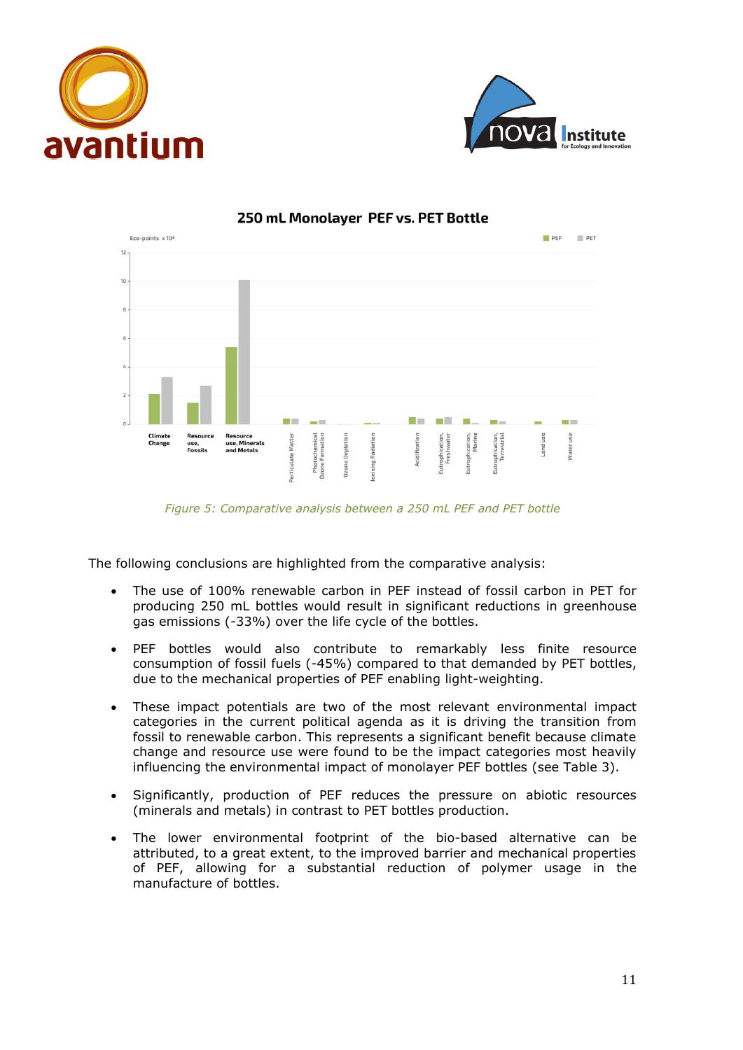## 250 mL Monolayer PEF vs. PET Bottle

*Figure 5: Comparative analysis between a 250 mL PEF and PET bottle*

The following conclusions are highlighted from the comparative analysis:

- The use of 100% renewable carbon in PEF instead of fossil carbon in PET for producing 250 mL bottles would result in significant reductions in greenhouse gas emissions (-33%) over the life cycle of the bottles.
- PEF bottles would also contribute to remarkably less finite resource consumption of fossil fuels (-45%) compared to that demanded by PET bottles, due to the mechanical properties of PEF enabling light-weighting.
- These impact potentials are two of the most relevant environmental impact categories in the current political agenda as it is driving the transition from fossil to renewable carbon. This represents a significant benefit because climate change and resource use were found to be the impact categories most heavily influencing the environmental impact of monolayer PEF bottles (see Table 3).
- Significantly, production of PEF reduces the pressure on abiotic resources (minerals and metals) in contrast to PET bottles production.
- The lower environmental footprint of the bio-based alternative can be attributed, to a great extent, to the improved barrier and mechanical properties of PEF, allowing for a substantial reduction of polymer usage in the manufacture of bottles.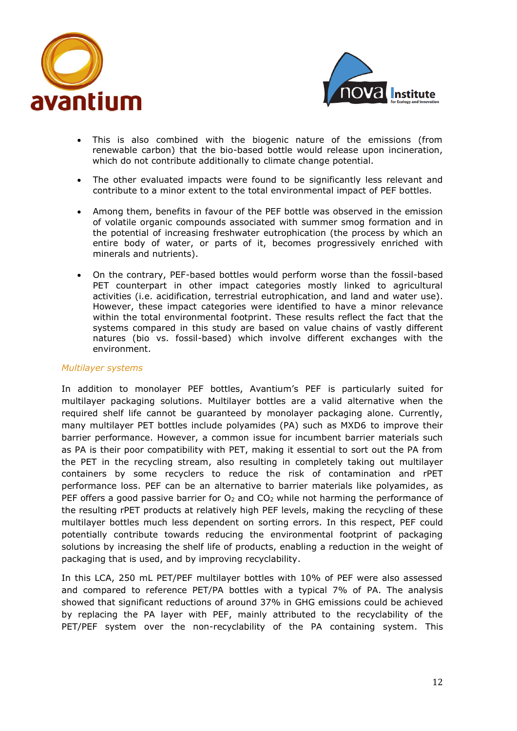- This is also combined with the biogenic nature of the emissions (from renewable carbon) that the bio-based bottle would release upon incineration, which do not contribute additionally to climate change potential.

- The other evaluated impacts were found to be significantly less relevant and contribute to a minor extent to the total environmental impact of PEF bottles.

- Among them, benefits in favour of the PEF bottle was observed in the emission of volatile organic compounds associated with summer smog formation and in the potential of increasing freshwater eutrophication (the process by which an entire body of water, or parts of it, becomes progressively enriched with minerals and nutrients).

- On the contrary, PEF-based bottles would perform worse than the fossil-based PET counterpart in other impact categories mostly linked to agricultural activities (i.e. acidification, terrestrial eutrophication, and land and water use). However, these impact categories were identified to have a minor relevance within the total environmental footprint. These results reflect the fact that the systems compared in this study are based on value chains of vastly different natures (bio vs. fossil-based) which involve different exchanges with the environment.

*Multilayer systems*

In addition to monolayer PEF bottles, Avantium's PEF is particularly suited for multilayer packaging solutions. Multilayer bottles are a valid alternative when the required shelf life cannot be guaranteed by monolayer packaging alone. Currently, many multilayer PET bottles include polyamides (PA) such as MXD6 to improve their barrier performance. However, a common issue for incumbent barrier materials such as PA is their poor compatibility with PET, making it essential to sort out the PA from the PET in the recycling stream, also resulting in completely taking out multilayer containers by some recyclers to reduce the risk of contamination and rPET performance loss. PEF can be an alternative to barrier materials like polyamides, as PEF offers a good passive barrier for $O_2$ and $CO_2$ while not harming the performance of the resulting rPET products at relatively high PEF levels, making the recycling of these multilayer bottles much less dependent on sorting errors. In this respect, PEF could potentially contribute towards reducing the environmental footprint of packaging solutions by increasing the shelf life of products, enabling a reduction in the weight of packaging that is used, and by improving recyclability.

In this LCA, 250 mL PET/PEF multilayer bottles with 10% of PEF were also assessed and compared to reference PET/PA bottles with a typical 7% of PA. The analysis showed that significant reductions of around 37% in GHG emissions could be achieved by replacing the PA layer with PEF, mainly attributed to the recyclability of the PET/PEF system over the non-recyclability of the PA containing system. This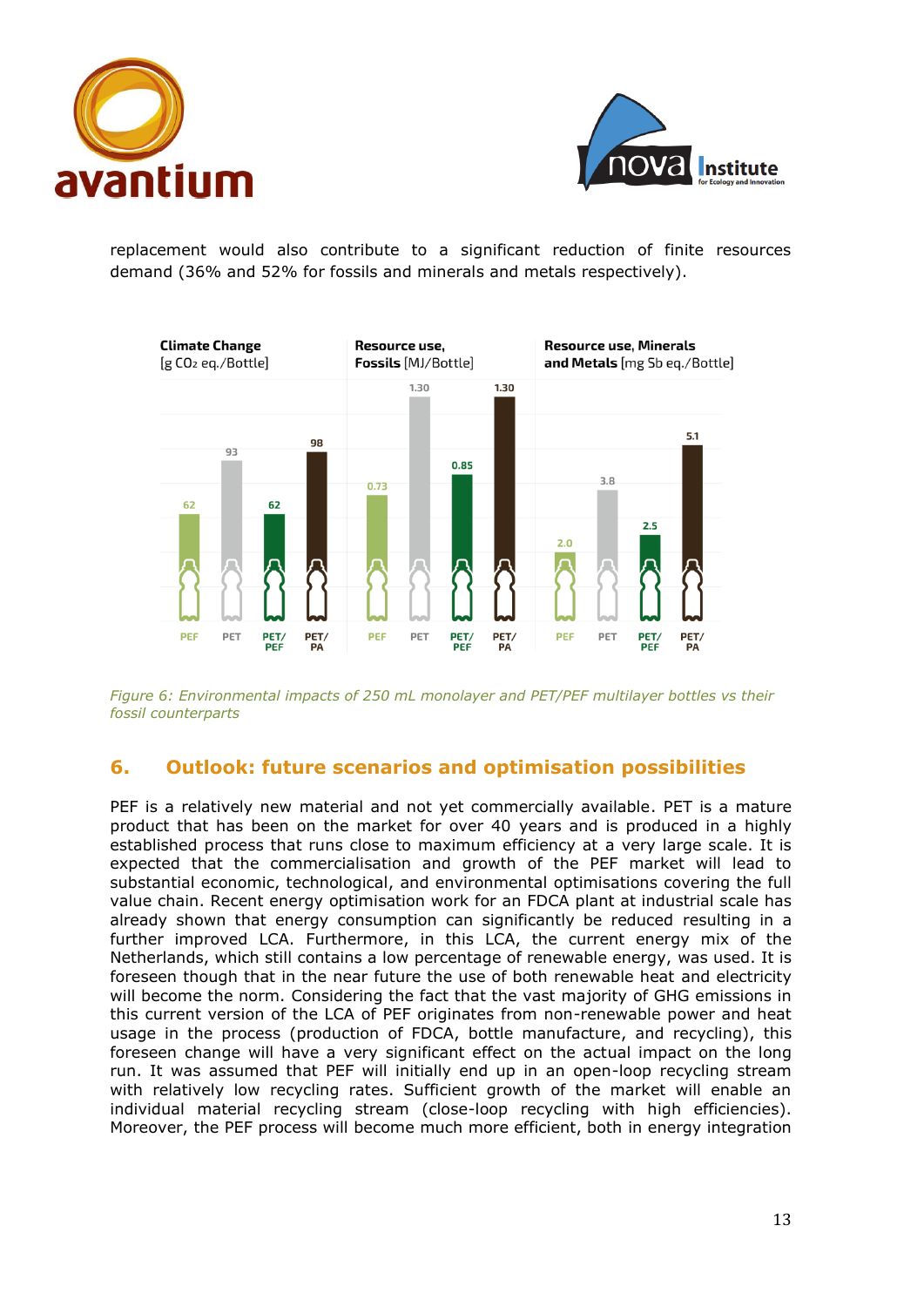replacement would also contribute to a significant reduction of finite resources demand (36% and 52% for fossils and minerals and metals respectively).

| | PEF | PET | PET/PEF | PET/PA |
|---|---|---|---|---|
| Climate Change [g $CO_2$ eq./Bottle] | 62 | 93 | 62 | 98 |
| Resource use, Fossils [MJ/Bottle] | 0.73 | 1.30 | 0.85 | 1.30 |
| Resource use, Minerals and Metals [mg Sb eq./Bottle] | 2.0 | 3.8 | 2.5 | 5.1 |

*Figure 6: Environmental impacts of 250 mL monolayer and PET/PEF multilayer bottles vs their fossil counterparts*

## 6. Outlook: future scenarios and optimisation possibilities

PEF is a relatively new material and not yet commercially available. PET is a mature product that has been on the market for over 40 years and is produced in a highly established process that runs close to maximum efficiency at a very large scale. It is expected that the commercialisation and growth of the PEF market will lead to substantial economic, technological, and environmental optimisations covering the full value chain. Recent energy optimisation work for an FDCA plant at industrial scale has already shown that energy consumption can significantly be reduced resulting in a further improved LCA. Furthermore, in this LCA, the current energy mix of the Netherlands, which still contains a low percentage of renewable energy, was used. It is foreseen though that in the near future the use of both renewable heat and electricity will become the norm. Considering the fact that the vast majority of GHG emissions in this current version of the LCA of PEF originates from non-renewable power and heat usage in the process (production of FDCA, bottle manufacture, and recycling), this foreseen change will have a very significant effect on the actual impact on the long run. It was assumed that PEF will initially end up in an open-loop recycling stream with relatively low recycling rates. Sufficient growth of the market will enable an individual material recycling stream (close-loop recycling with high efficiencies). Moreover, the PEF process will become much more efficient, both in energy integration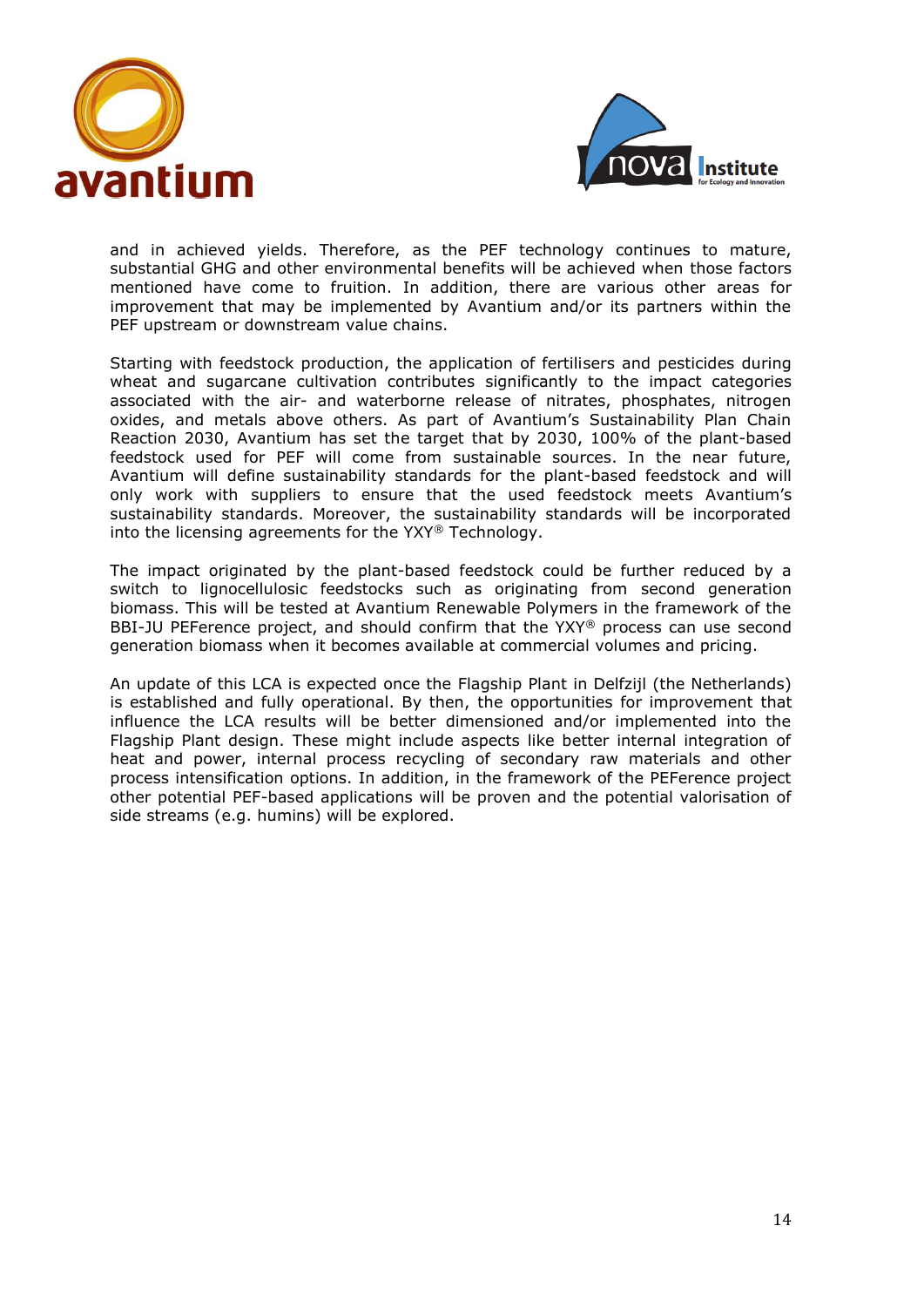and in achieved yields. Therefore, as the PEF technology continues to mature, substantial GHG and other environmental benefits will be achieved when those factors mentioned have come to fruition. In addition, there are various other areas for improvement that may be implemented by Avantium and/or its partners within the PEF upstream or downstream value chains.

Starting with feedstock production, the application of fertilisers and pesticides during wheat and sugarcane cultivation contributes significantly to the impact categories associated with the air- and waterborne release of nitrates, phosphates, nitrogen oxides, and metals above others. As part of Avantium's Sustainability Plan Chain Reaction 2030, Avantium has set the target that by 2030, 100% of the plant-based feedstock used for PEF will come from sustainable sources. In the near future, Avantium will define sustainability standards for the plant-based feedstock and will only work with suppliers to ensure that the used feedstock meets Avantium's sustainability standards. Moreover, the sustainability standards will be incorporated into the licensing agreements for the YXY® Technology.

The impact originated by the plant-based feedstock could be further reduced by a switch to lignocellulosic feedstocks such as originating from second generation biomass. This will be tested at Avantium Renewable Polymers in the framework of the BBI-JU PEFerence project, and should confirm that the YXY® process can use second generation biomass when it becomes available at commercial volumes and pricing.

An update of this LCA is expected once the Flagship Plant in Delfzijl (the Netherlands) is established and fully operational. By then, the opportunities for improvement that influence the LCA results will be better dimensioned and/or implemented into the Flagship Plant design. These might include aspects like better internal integration of heat and power, internal process recycling of secondary raw materials and other process intensification options. In addition, in the framework of the PEFerence project other potential PEF-based applications will be proven and the potential valorisation of side streams (e.g. humins) will be explored.